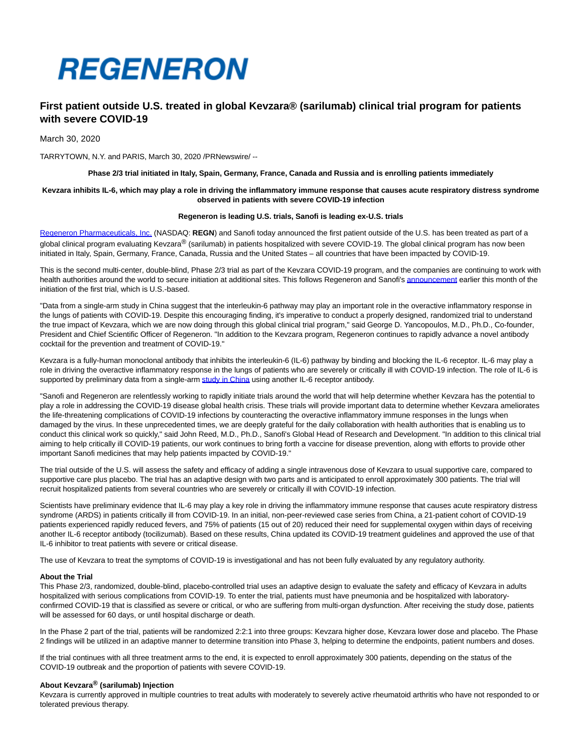REGENERON

# First patient outside U.S. treated in global Kevzara® (sarilumab) clinical trial program for patients with severe COVID-19

March 30, 2020

TARRYTOWN, N.Y. and PARIS, March 30, 2020 /PRNewswire/ --

**Phase 2/3 trial initiated in Italy, Spain, Germany, France, Canada and Russia and is enrolling patients immediately**

**Kevzara inhibits IL-6, which may play a role in driving the inflammatory immune response that causes acute respiratory distress syndrome observed in patients with severe COVID-19 infection**

**Regeneron is leading U.S. trials, Sanofi is leading ex-U.S. trials**

Regeneron Pharmaceuticals, Inc. (NASDAQ: **REGN**) and Sanofi today announced the first patient outside of the U.S. has been treated as part of a global clinical program evaluating Kevzara® (sarilumab) in patients hospitalized with severe COVID-19. The global clinical program has now been initiated in Italy, Spain, Germany, France, Canada, Russia and the United States – all countries that have been impacted by COVID-19.

This is the second multi-center, double-blind, Phase 2/3 trial as part of the Kevzara COVID-19 program, and the companies are continuing to work with health authorities around the world to secure initiation at additional sites. This follows Regeneron and Sanofi's announcement earlier this month of the initiation of the first trial, which is U.S.-based.

"Data from a single-arm study in China suggest that the interleukin-6 pathway may play an important role in the overactive inflammatory response in the lungs of patients with COVID-19. Despite this encouraging finding, it's imperative to conduct a properly designed, randomized trial to understand the true impact of Kevzara, which we are now doing through this global clinical trial program," said George D. Yancopoulos, M.D., Ph.D., Co-founder, President and Chief Scientific Officer of Regeneron. "In addition to the Kevzara program, Regeneron continues to rapidly advance a novel antibody cocktail for the prevention and treatment of COVID-19."

Kevzara is a fully-human monoclonal antibody that inhibits the interleukin-6 (IL-6) pathway by binding and blocking the IL-6 receptor. IL-6 may play a role in driving the overactive inflammatory response in the lungs of patients who are severely or critically ill with COVID-19 infection. The role of IL-6 is supported by preliminary data from a single-arm study in China using another IL-6 receptor antibody.

"Sanofi and Regeneron are relentlessly working to rapidly initiate trials around the world that will help determine whether Kevzara has the potential to play a role in addressing the COVID-19 disease global health crisis. These trials will provide important data to determine whether Kevzara ameliorates the life-threatening complications of COVID-19 infections by counteracting the overactive inflammatory immune responses in the lungs when damaged by the virus. In these unprecedented times, we are deeply grateful for the daily collaboration with health authorities that is enabling us to conduct this clinical work so quickly," said John Reed, M.D., Ph.D., Sanofi's Global Head of Research and Development. "In addition to this clinical trial aiming to help critically ill COVID-19 patients, our work continues to bring forth a vaccine for disease prevention, along with efforts to provide other important Sanofi medicines that may help patients impacted by COVID-19."

The trial outside of the U.S. will assess the safety and efficacy of adding a single intravenous dose of Kevzara to usual supportive care, compared to supportive care plus placebo. The trial has an adaptive design with two parts and is anticipated to enroll approximately 300 patients. The trial will recruit hospitalized patients from several countries who are severely or critically ill with COVID-19 infection.

Scientists have preliminary evidence that IL-6 may play a key role in driving the inflammatory immune response that causes acute respiratory distress syndrome (ARDS) in patients critically ill from COVID-19. In an initial, non-peer-reviewed case series from China, a 21-patient cohort of COVID-19 patients experienced rapidly reduced fevers, and 75% of patients (15 out of 20) reduced their need for supplemental oxygen within days of receiving another IL-6 receptor antibody (tocilizumab). Based on these results, China updated its COVID-19 treatment guidelines and approved the use of that IL-6 inhibitor to treat patients with severe or critical disease.

The use of Kevzara to treat the symptoms of COVID-19 is investigational and has not been fully evaluated by any regulatory authority.

**About the Trial**

This Phase 2/3, randomized, double-blind, placebo-controlled trial uses an adaptive design to evaluate the safety and efficacy of Kevzara in adults hospitalized with serious complications from COVID-19. To enter the trial, patients must have pneumonia and be hospitalized with laboratory-confirmed COVID-19 that is classified as severe or critical, or who are suffering from multi-organ dysfunction. After receiving the study dose, patients will be assessed for 60 days, or until hospital discharge or death.

In the Phase 2 part of the trial, patients will be randomized 2:2:1 into three groups: Kevzara higher dose, Kevzara lower dose and placebo. The Phase 2 findings will be utilized in an adaptive manner to determine transition into Phase 3, helping to determine the endpoints, patient numbers and doses.

If the trial continues with all three treatment arms to the end, it is expected to enroll approximately 300 patients, depending on the status of the COVID-19 outbreak and the proportion of patients with severe COVID-19.

**About Kevzara® (sarilumab) Injection**

Kevzara is currently approved in multiple countries to treat adults with moderately to severely active rheumatoid arthritis who have not responded to or tolerated previous therapy.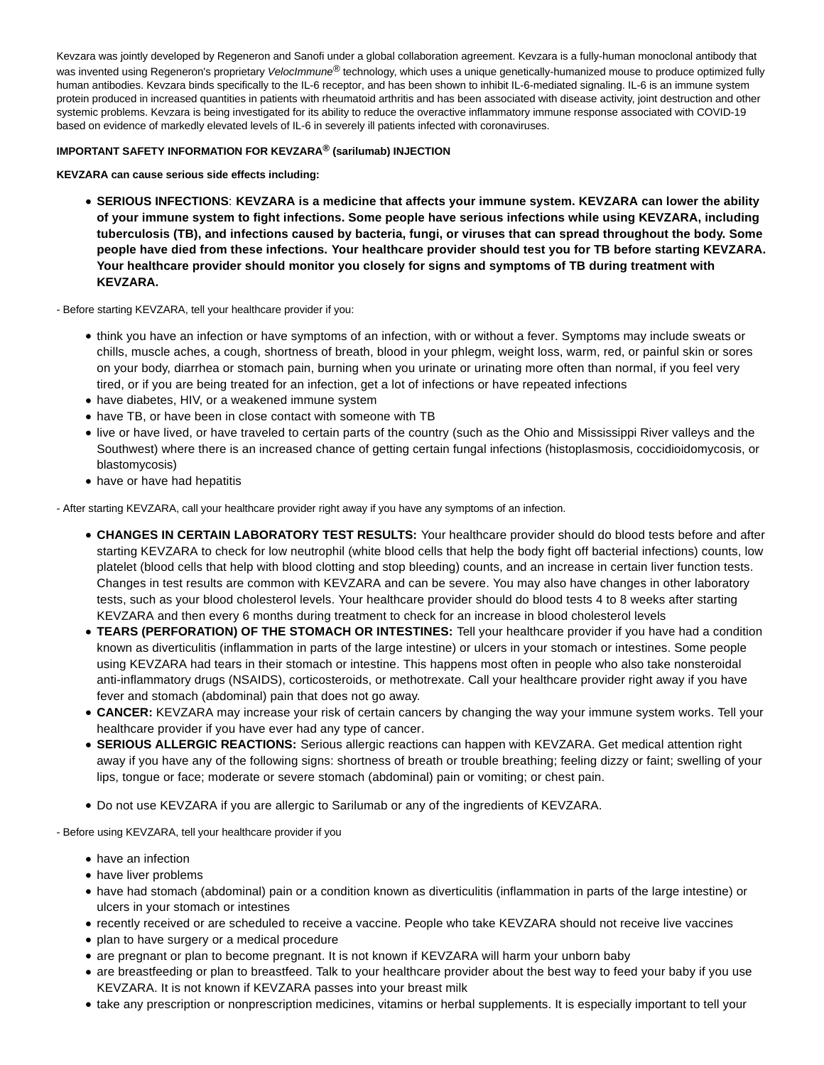Kevzara was jointly developed by Regeneron and Sanofi under a global collaboration agreement. Kevzara is a fully-human monoclonal antibody that was invented using Regeneron's proprietary *VelocImmune®* technology, which uses a unique genetically-humanized mouse to produce optimized fully human antibodies. Kevzara binds specifically to the IL-6 receptor, and has been shown to inhibit IL-6-mediated signaling. IL-6 is an immune system protein produced in increased quantities in patients with rheumatoid arthritis and has been associated with disease activity, joint destruction and other systemic problems. Kevzara is being investigated for its ability to reduce the overactive inflammatory immune response associated with COVID-19 based on evidence of markedly elevated levels of IL-6 in severely ill patients infected with coronaviruses.

**IMPORTANT SAFETY INFORMATION FOR KEVZARA® (sarilumab) INJECTION**

**KEVZARA can cause serious side effects including:**

- **SERIOUS INFECTIONS**: **KEVZARA is a medicine that affects your immune system. KEVZARA can lower the ability of your immune system to fight infections. Some people have serious infections while using KEVZARA, including tuberculosis (TB), and infections caused by bacteria, fungi, or viruses that can spread throughout the body. Some people have died from these infections. Your healthcare provider should test you for TB before starting KEVZARA. Your healthcare provider should monitor you closely for signs and symptoms of TB during treatment with KEVZARA.**

- Before starting KEVZARA, tell your healthcare provider if you:

- think you have an infection or have symptoms of an infection, with or without a fever. Symptoms may include sweats or chills, muscle aches, a cough, shortness of breath, blood in your phlegm, weight loss, warm, red, or painful skin or sores on your body, diarrhea or stomach pain, burning when you urinate or urinating more often than normal, if you feel very tired, or if you are being treated for an infection, get a lot of infections or have repeated infections
- have diabetes, HIV, or a weakened immune system
- have TB, or have been in close contact with someone with TB
- live or have lived, or have traveled to certain parts of the country (such as the Ohio and Mississippi River valleys and the Southwest) where there is an increased chance of getting certain fungal infections (histoplasmosis, coccidioidomycosis, or blastomycosis)
- have or have had hepatitis

- After starting KEVZARA, call your healthcare provider right away if you have any symptoms of an infection.

- **CHANGES IN CERTAIN LABORATORY TEST RESULTS:** Your healthcare provider should do blood tests before and after starting KEVZARA to check for low neutrophil (white blood cells that help the body fight off bacterial infections) counts, low platelet (blood cells that help with blood clotting and stop bleeding) counts, and an increase in certain liver function tests. Changes in test results are common with KEVZARA and can be severe. You may also have changes in other laboratory tests, such as your blood cholesterol levels. Your healthcare provider should do blood tests 4 to 8 weeks after starting KEVZARA and then every 6 months during treatment to check for an increase in blood cholesterol levels
- **TEARS (PERFORATION) OF THE STOMACH OR INTESTINES:** Tell your healthcare provider if you have had a condition known as diverticulitis (inflammation in parts of the large intestine) or ulcers in your stomach or intestines. Some people using KEVZARA had tears in their stomach or intestine. This happens most often in people who also take nonsteroidal anti-inflammatory drugs (NSAIDS), corticosteroids, or methotrexate. Call your healthcare provider right away if you have fever and stomach (abdominal) pain that does not go away.
- **CANCER:** KEVZARA may increase your risk of certain cancers by changing the way your immune system works. Tell your healthcare provider if you have ever had any type of cancer.
- **SERIOUS ALLERGIC REACTIONS:** Serious allergic reactions can happen with KEVZARA. Get medical attention right away if you have any of the following signs: shortness of breath or trouble breathing; feeling dizzy or faint; swelling of your lips, tongue or face; moderate or severe stomach (abdominal) pain or vomiting; or chest pain.
- Do not use KEVZARA if you are allergic to Sarilumab or any of the ingredients of KEVZARA.

- Before using KEVZARA, tell your healthcare provider if you

- have an infection
- have liver problems
- have had stomach (abdominal) pain or a condition known as diverticulitis (inflammation in parts of the large intestine) or ulcers in your stomach or intestines
- recently received or are scheduled to receive a vaccine. People who take KEVZARA should not receive live vaccines
- plan to have surgery or a medical procedure
- are pregnant or plan to become pregnant. It is not known if KEVZARA will harm your unborn baby
- are breastfeeding or plan to breastfeed. Talk to your healthcare provider about the best way to feed your baby if you use KEVZARA. It is not known if KEVZARA passes into your breast milk
- take any prescription or nonprescription medicines, vitamins or herbal supplements. It is especially important to tell your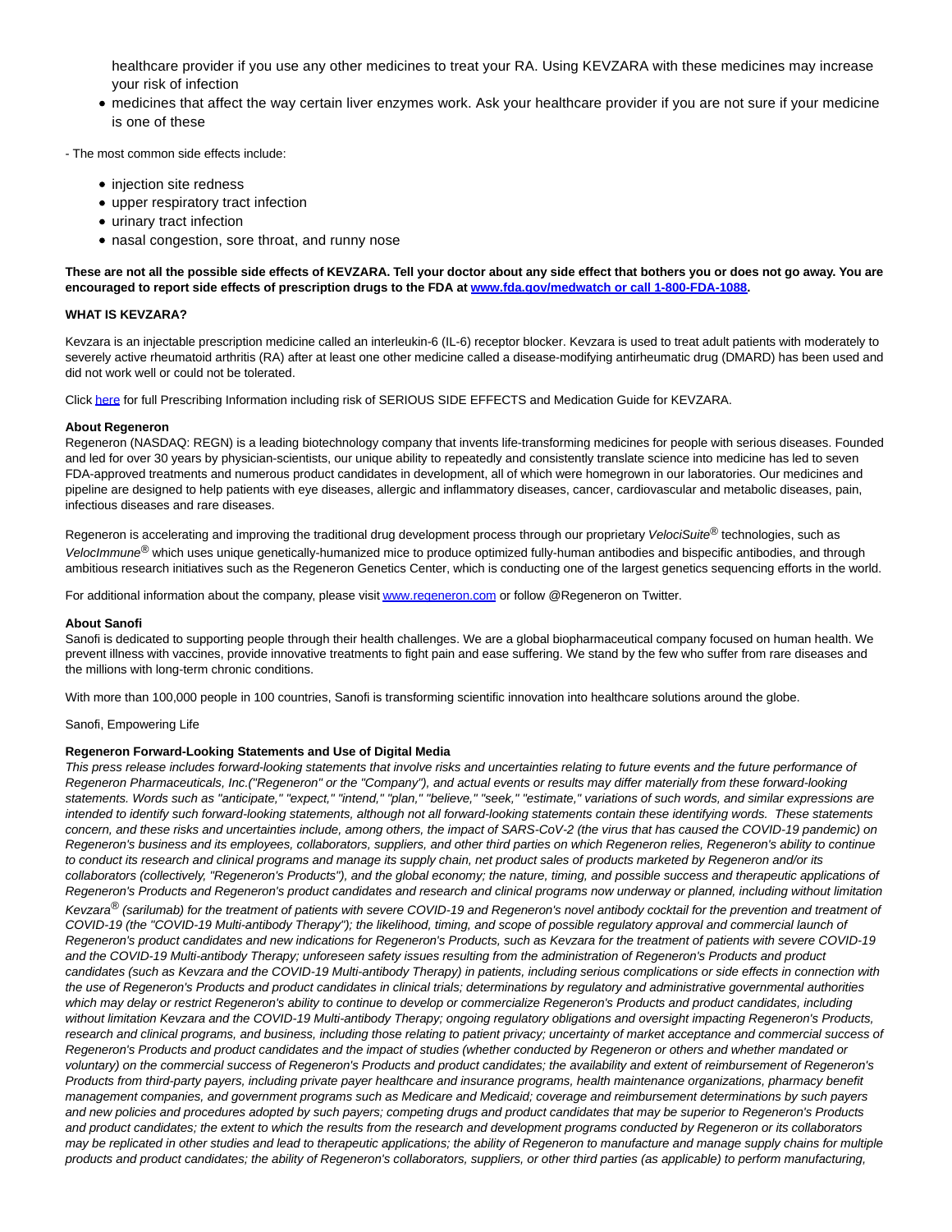healthcare provider if you use any other medicines to treat your RA. Using KEVZARA with these medicines may increase your risk of infection

- medicines that affect the way certain liver enzymes work. Ask your healthcare provider if you are not sure if your medicine is one of these

- The most common side effects include:

- injection site redness
- upper respiratory tract infection
- urinary tract infection
- nasal congestion, sore throat, and runny nose

**These are not all the possible side effects of KEVZARA. Tell your doctor about any side effect that bothers you or does not go away. You are encouraged to report side effects of prescription drugs to the FDA at www.fda.gov/medwatch or call 1-800-FDA-1088.**

**WHAT IS KEVZARA?**

Kevzara is an injectable prescription medicine called an interleukin-6 (IL-6) receptor blocker. Kevzara is used to treat adult patients with moderately to severely active rheumatoid arthritis (RA) after at least one other medicine called a disease-modifying antirheumatic drug (DMARD) has been used and did not work well or could not be tolerated.

Click here for full Prescribing Information including risk of SERIOUS SIDE EFFECTS and Medication Guide for KEVZARA.

**About Regeneron**
Regeneron (NASDAQ: REGN) is a leading biotechnology company that invents life-transforming medicines for people with serious diseases. Founded and led for over 30 years by physician-scientists, our unique ability to repeatedly and consistently translate science into medicine has led to seven FDA-approved treatments and numerous product candidates in development, all of which were homegrown in our laboratories. Our medicines and pipeline are designed to help patients with eye diseases, allergic and inflammatory diseases, cancer, cardiovascular and metabolic diseases, pain, infectious diseases and rare diseases.

Regeneron is accelerating and improving the traditional drug development process through our proprietary *VelociSuite®* technologies, such as *VelocImmune®* which uses unique genetically-humanized mice to produce optimized fully-human antibodies and bispecific antibodies, and through ambitious research initiatives such as the Regeneron Genetics Center, which is conducting one of the largest genetics sequencing efforts in the world.

For additional information about the company, please visit www.regeneron.com or follow @Regeneron on Twitter.

**About Sanofi**
Sanofi is dedicated to supporting people through their health challenges. We are a global biopharmaceutical company focused on human health. We prevent illness with vaccines, provide innovative treatments to fight pain and ease suffering. We stand by the few who suffer from rare diseases and the millions with long-term chronic conditions.

With more than 100,000 people in 100 countries, Sanofi is transforming scientific innovation into healthcare solutions around the globe.

Sanofi, Empowering Life

**Regeneron Forward-Looking Statements and Use of Digital Media**
*This press release includes forward-looking statements that involve risks and uncertainties relating to future events and the future performance of Regeneron Pharmaceuticals, Inc.("Regeneron" or the "Company"), and actual events or results may differ materially from these forward-looking statements. Words such as "anticipate," "expect," "intend," "plan," "believe," "seek," "estimate," variations of such words, and similar expressions are intended to identify such forward-looking statements, although not all forward-looking statements contain these identifying words. These statements concern, and these risks and uncertainties include, among others, the impact of SARS-CoV-2 (the virus that has caused the COVID-19 pandemic) on Regeneron's business and its employees, collaborators, suppliers, and other third parties on which Regeneron relies, Regeneron's ability to continue to conduct its research and clinical programs and manage its supply chain, net product sales of products marketed by Regeneron and/or its collaborators (collectively, "Regeneron's Products"), and the global economy; the nature, timing, and possible success and therapeutic applications of Regeneron's Products and Regeneron's product candidates and research and clinical programs now underway or planned, including without limitation Kevzara® (sarilumab) for the treatment of patients with severe COVID-19 and Regeneron's novel antibody cocktail for the prevention and treatment of COVID-19 (the "COVID-19 Multi-antibody Therapy"); the likelihood, timing, and scope of possible regulatory approval and commercial launch of Regeneron's product candidates and new indications for Regeneron's Products, such as Kevzara for the treatment of patients with severe COVID-19 and the COVID-19 Multi-antibody Therapy; unforeseen safety issues resulting from the administration of Regeneron's Products and product candidates (such as Kevzara and the COVID-19 Multi-antibody Therapy) in patients, including serious complications or side effects in connection with the use of Regeneron's Products and product candidates in clinical trials; determinations by regulatory and administrative governmental authorities which may delay or restrict Regeneron's ability to continue to develop or commercialize Regeneron's Products and product candidates, including without limitation Kevzara and the COVID-19 Multi-antibody Therapy; ongoing regulatory obligations and oversight impacting Regeneron's Products, research and clinical programs, and business, including those relating to patient privacy; uncertainty of market acceptance and commercial success of Regeneron's Products and product candidates and the impact of studies (whether conducted by Regeneron or others and whether mandated or voluntary) on the commercial success of Regeneron's Products and product candidates; the availability and extent of reimbursement of Regeneron's Products from third-party payers, including private payer healthcare and insurance programs, health maintenance organizations, pharmacy benefit management companies, and government programs such as Medicare and Medicaid; coverage and reimbursement determinations by such payers and new policies and procedures adopted by such payers; competing drugs and product candidates that may be superior to Regeneron's Products and product candidates; the extent to which the results from the research and development programs conducted by Regeneron or its collaborators may be replicated in other studies and lead to therapeutic applications; the ability of Regeneron to manufacture and manage supply chains for multiple products and product candidates; the ability of Regeneron's collaborators, suppliers, or other third parties (as applicable) to perform manufacturing,*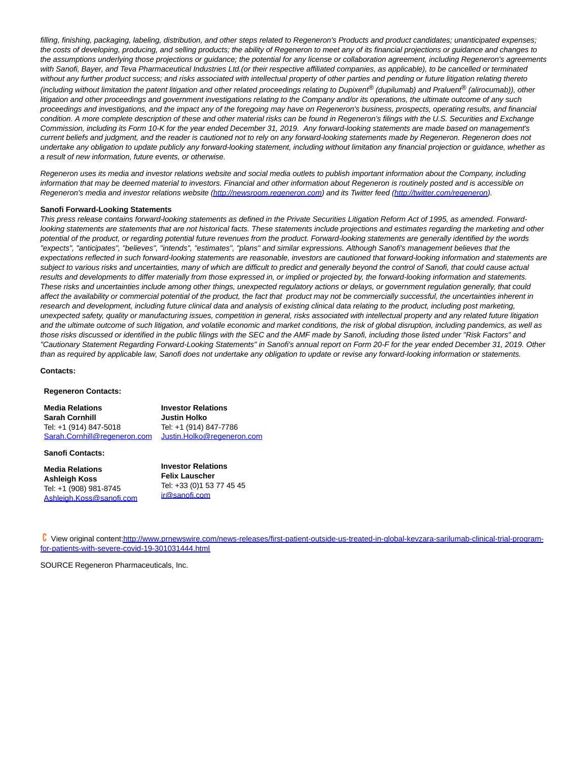*filling, finishing, packaging, labeling, distribution, and other steps related to Regeneron's Products and product candidates; unanticipated expenses; the costs of developing, producing, and selling products; the ability of Regeneron to meet any of its financial projections or guidance and changes to the assumptions underlying those projections or guidance; the potential for any license or collaboration agreement, including Regeneron's agreements with Sanofi, Bayer, and Teva Pharmaceutical Industries Ltd.(or their respective affiliated companies, as applicable), to be cancelled or terminated without any further product success; and risks associated with intellectual property of other parties and pending or future litigation relating thereto (including without limitation the patent litigation and other related proceedings relating to Dupixent® (dupilumab) and Praluent® (alirocumab)), other litigation and other proceedings and government investigations relating to the Company and/or its operations, the ultimate outcome of any such proceedings and investigations, and the impact any of the foregoing may have on Regeneron's business, prospects, operating results, and financial condition. A more complete description of these and other material risks can be found in Regeneron's filings with the U.S. Securities and Exchange Commission, including its Form 10-K for the year ended December 31, 2019. Any forward-looking statements are made based on management's current beliefs and judgment, and the reader is cautioned not to rely on any forward-looking statements made by Regeneron. Regeneron does not undertake any obligation to update publicly any forward-looking statement, including without limitation any financial projection or guidance, whether as a result of new information, future events, or otherwise.*

*Regeneron uses its media and investor relations website and social media outlets to publish important information about the Company, including information that may be deemed material to investors. Financial and other information about Regeneron is routinely posted and is accessible on Regeneron's media and investor relations website (http://newsroom.regeneron.com) and its Twitter feed (http://twitter.com/regeneron).*

**Sanofi Forward-Looking Statements**

*This press release contains forward-looking statements as defined in the Private Securities Litigation Reform Act of 1995, as amended. Forward-looking statements are statements that are not historical facts. These statements include projections and estimates regarding the marketing and other potential of the product, or regarding potential future revenues from the product. Forward-looking statements are generally identified by the words "expects", "anticipates", "believes", "intends", "estimates", "plans" and similar expressions. Although Sanofi's management believes that the expectations reflected in such forward-looking statements are reasonable, investors are cautioned that forward-looking information and statements are subject to various risks and uncertainties, many of which are difficult to predict and generally beyond the control of Sanofi, that could cause actual results and developments to differ materially from those expressed in, or implied or projected by, the forward-looking information and statements. These risks and uncertainties include among other things, unexpected regulatory actions or delays, or government regulation generally, that could affect the availability or commercial potential of the product, the fact that product may not be commercially successful, the uncertainties inherent in research and development, including future clinical data and analysis of existing clinical data relating to the product, including post marketing, unexpected safety, quality or manufacturing issues, competition in general, risks associated with intellectual property and any related future litigation and the ultimate outcome of such litigation, and volatile economic and market conditions, the risk of global disruption, including pandemics, as well as those risks discussed or identified in the public filings with the SEC and the AMF made by Sanofi, including those listed under "Risk Factors" and "Cautionary Statement Regarding Forward-Looking Statements" in Sanofi's annual report on Form 20-F for the year ended December 31, 2019. Other than as required by applicable law, Sanofi does not undertake any obligation to update or revise any forward-looking information or statements.*

**Contacts:**

**Regeneron Contacts:**

| **Media Relations** | **Investor Relations** |
|---|---|
| **Sarah Cornhill** | **Justin Holko** |
| Tel: +1 (914) 847-5018 | Tel: +1 (914) 847-7786 |
| Sarah.Cornhill@regeneron.com | Justin.Holko@regeneron.com |

**Sanofi Contacts:**

| **Media Relations** | **Investor Relations** |
|---|---|
| **Ashleigh Koss** | **Felix Lauscher** |
| Tel: +1 (908) 981-8745 | Tel: +33 (0)1 53 77 45 45 |
| Ashleigh.Koss@sanofi.com | ir@sanofi.com |

View original content:http://www.prnewswire.com/news-releases/first-patient-outside-us-treated-in-global-kevzara-sarilumab-clinical-trial-program-for-patients-with-severe-covid-19-301031444.html

SOURCE Regeneron Pharmaceuticals, Inc.